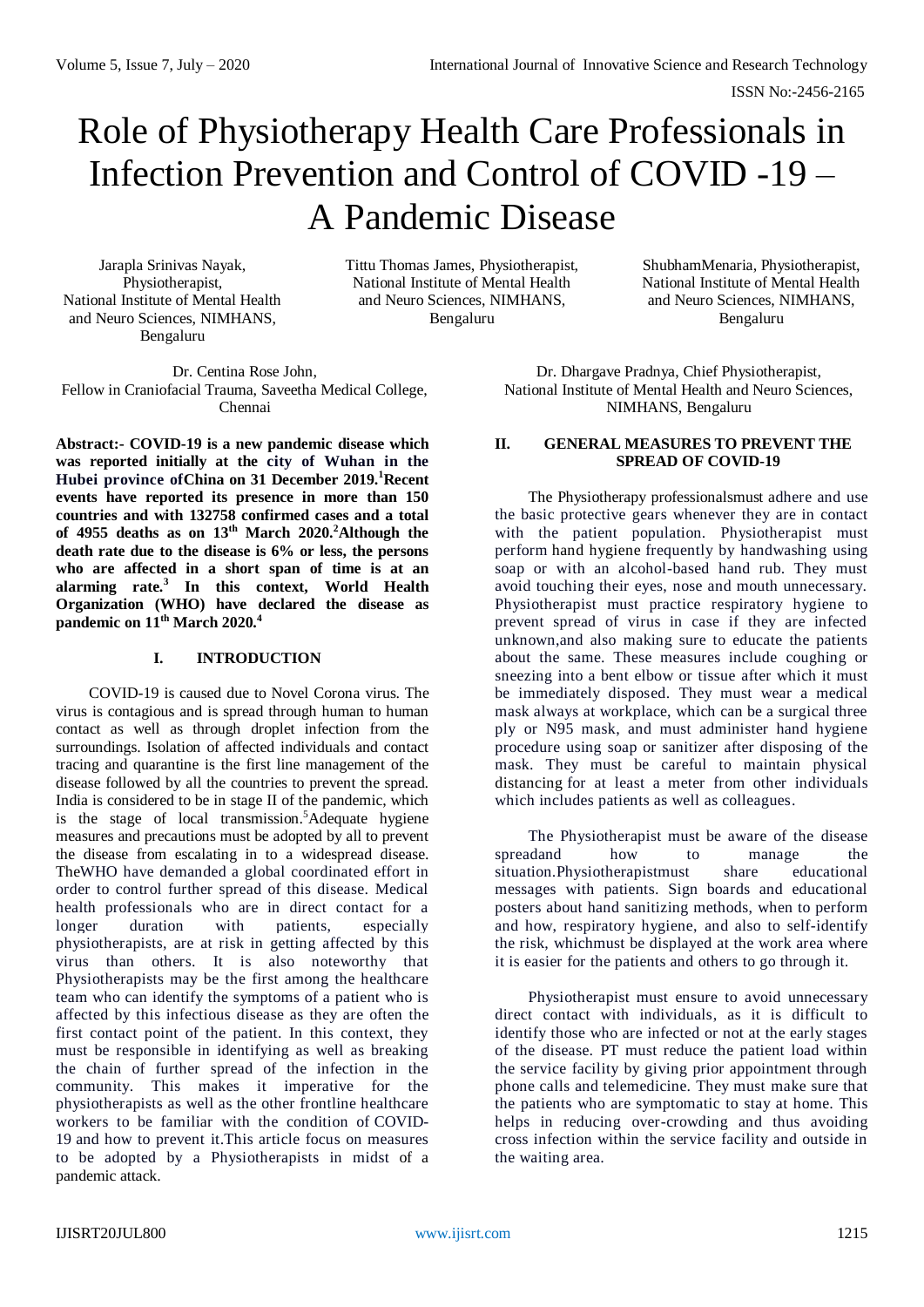# Role of Physiotherapy Health Care Professionals in Infection Prevention and Control of COVID -19 – A Pandemic Disease

Jarapla Srinivas Nayak, Physiotherapist, National Institute of Mental Health and Neuro Sciences, NIMHANS, Bengaluru

Tittu Thomas James, Physiotherapist, National Institute of Mental Health and Neuro Sciences, NIMHANS, Bengaluru

ShubhamMenaria, Physiotherapist, National Institute of Mental Health and Neuro Sciences, NIMHANS, Bengaluru

Dr. Centina Rose John, Fellow in Craniofacial Trauma, Saveetha Medical College, Chennai

Dr. Dhargave Pradnya, Chief Physiotherapist, National Institute of Mental Health and Neuro Sciences, NIMHANS, Bengaluru

**Abstract:- COVID-19 is a new pandemic disease which was reported initially at the city of Wuhan in the Hubei province ofChina on 31 December 2019.[1]Recent events have reported its presence in more than 150 countries and with 132758 confirmed cases and a total of 4955 deaths as on 13th March 2020.[2]Although the death rate due to the disease is 6% or less, the persons who are affected in a short span of time is at an alarming rate.[3] In this context, World Health Organization (WHO) have declared the disease as pandemic on 11th March 2020.[4]**

## I. INTRODUCTION

COVID-19 is caused due to Novel Corona virus. The virus is contagious and is spread through human to human contact as well as through droplet infection from the surroundings. Isolation of affected individuals and contact tracing and quarantine is the first line management of the disease followed by all the countries to prevent the spread. India is considered to be in stage II of the pandemic, which is the stage of local transmission.[5]Adequate hygiene measures and precautions must be adopted by all to prevent the disease from escalating in to a widespread disease. TheWHO have demanded a global coordinated effort in order to control further spread of this disease. Medical health professionals who are in direct contact for a longer duration with patients, especially physiotherapists, are at risk in getting affected by this virus than others. It is also noteworthy that Physiotherapists may be the first among the healthcare team who can identify the symptoms of a patient who is affected by this infectious disease as they are often the first contact point of the patient. In this context, they must be responsible in identifying as well as breaking the chain of further spread of the infection in the community. This makes it imperative for the physiotherapists as well as the other frontline healthcare workers to be familiar with the condition of COVID-19 and how to prevent it.This article focus on measures to be adopted by a Physiotherapists in midst of a pandemic attack.

## II. GENERAL MEASURES TO PREVENT THE SPREAD OF COVID-19

The Physiotherapy professionalsmust adhere and use the basic protective gears whenever they are in contact with the patient population. Physiotherapist must perform hand hygiene frequently by handwashing using soap or with an alcohol-based hand rub. They must avoid touching their eyes, nose and mouth unnecessary. Physiotherapist must practice respiratory hygiene to prevent spread of virus in case if they are infected unknown,and also making sure to educate the patients about the same. These measures include coughing or sneezing into a bent elbow or tissue after which it must be immediately disposed. They must wear a medical mask always at workplace, which can be a surgical three ply or N95 mask, and must administer hand hygiene procedure using soap or sanitizer after disposing of the mask. They must be careful to maintain physical distancing for at least a meter from other individuals which includes patients as well as colleagues.

The Physiotherapist must be aware of the disease spreadand how to manage the situation.Physiotherapistmust share educational messages with patients. Sign boards and educational posters about hand sanitizing methods, when to perform and how, respiratory hygiene, and also to self-identify the risk, whichmust be displayed at the work area where it is easier for the patients and others to go through it.

Physiotherapist must ensure to avoid unnecessary direct contact with individuals, as it is difficult to identify those who are infected or not at the early stages of the disease. PT must reduce the patient load within the service facility by giving prior appointment through phone calls and telemedicine. They must make sure that the patients who are symptomatic to stay at home. This helps in reducing over-crowding and thus avoiding cross infection within the service facility and outside in the waiting area.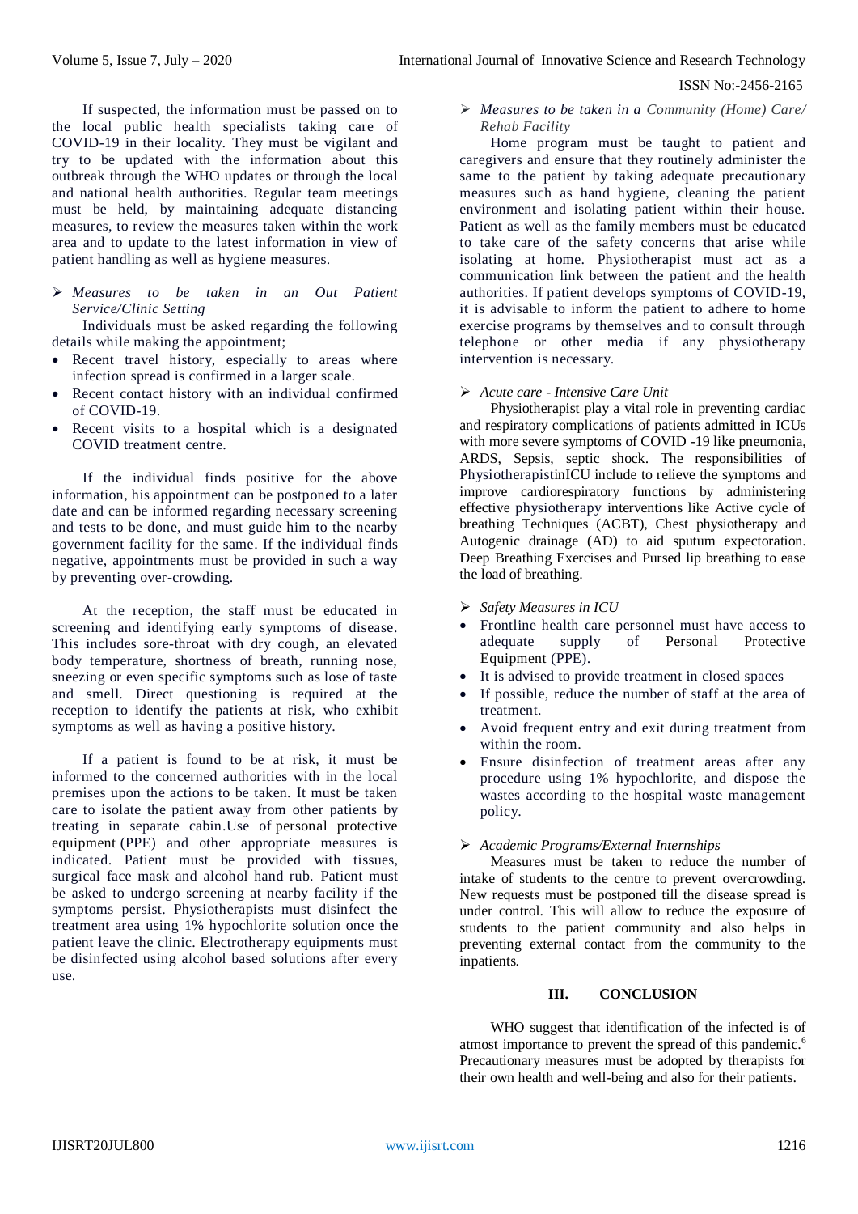If suspected, the information must be passed on to the local public health specialists taking care of COVID-19 in their locality. They must be vigilant and try to be updated with the information about this outbreak through the WHO updates or through the local and national health authorities. Regular team meetings must be held, by maintaining adequate distancing measures, to review the measures taken within the work area and to update to the latest information in view of patient handling as well as hygiene measures.

- *Measures to be taken in an Out Patient Service/Clinic Setting*

Individuals must be asked regarding the following details while making the appointment;

- Recent travel history, especially to areas where infection spread is confirmed in a larger scale.
- Recent contact history with an individual confirmed of COVID-19.
- Recent visits to a hospital which is a designated COVID treatment centre.

If the individual finds positive for the above information, his appointment can be postponed to a later date and can be informed regarding necessary screening and tests to be done, and must guide him to the nearby government facility for the same. If the individual finds negative, appointments must be provided in such a way by preventing over-crowding.

At the reception, the staff must be educated in screening and identifying early symptoms of disease. This includes sore-throat with dry cough, an elevated body temperature, shortness of breath, running nose, sneezing or even specific symptoms such as lose of taste and smell. Direct questioning is required at the reception to identify the patients at risk, who exhibit symptoms as well as having a positive history.

If a patient is found to be at risk, it must be informed to the concerned authorities with in the local premises upon the actions to be taken. It must be taken care of to isolate the patient away from other patients by treating in separate cabin.Use of personal protective equipment (PPE) and other appropriate measures is indicated. Patient must be provided with tissues, surgical face mask and alcohol hand rub. Patient must be asked to undergo screening at nearby facility if the symptoms persist. Physiotherapists must disinfect the treatment area using 1% hypochlorite solution once the patient leave the clinic. Electrotherapy equipments must be disinfected using alcohol based solutions after every use.

- *Measures to be taken in a Community (Home) Care/ Rehab Facility*

Home program must be taught to patient and caregivers and ensure that they routinely administer the same to the patient by taking adequate precautionary measures such as hand hygiene, cleaning the patient environment and isolating patient within their house. Patient as well as the family members must be educated to take care of the safety concerns that arise while isolating at home. Physiotherapist must act as a communication link between the patient and the health authorities. If patient develops symptoms of COVID-19, it is advisable to inform the patient to adhere to home exercise programs by themselves and to consult through telephone or other media if any physiotherapy intervention is necessary.

- *Acute care - Intensive Care Unit*

Physiotherapist play a vital role in preventing cardiac and respiratory complications of patients admitted in ICUs with more severe symptoms of COVID -19 like pneumonia, ARDS, Sepsis, septic shock. The responsibilities of PhysiotherapistinICU include to relieve the symptoms and improve cardiorespiratory functions by administering effective physiotherapy interventions like Active cycle of breathing Techniques (ACBT), Chest physiotherapy and Autogenic drainage (AD) to aid sputum expectoration. Deep Breathing Exercises and Pursed lip breathing to ease the load of breathing.

- *Safety Measures in ICU*

- Frontline health care personnel must have access to adequate supply of Personal Protective Equipment (PPE).
- It is advised to provide treatment in closed spaces
- If possible, reduce the number of staff at the area of treatment.
- Avoid frequent entry and exit during treatment from within the room.
- Ensure disinfection of treatment areas after any procedure using 1% hypochlorite, and dispose the wastes according to the hospital waste management policy.

- *Academic Programs/External Internships*

Measures must be taken to reduce the number of intake of students to the centre to prevent overcrowding. New requests must be postponed till the disease spread is under control. This will allow to reduce the exposure of students to the patient community and also helps in preventing external contact from the community to the inpatients.

## III. CONCLUSION

WHO suggest that identification of the infected is of atmost importance to prevent the spread of this pandemic.[6] Precautionary measures must be adopted by therapists for their own health and well-being and also for their patients.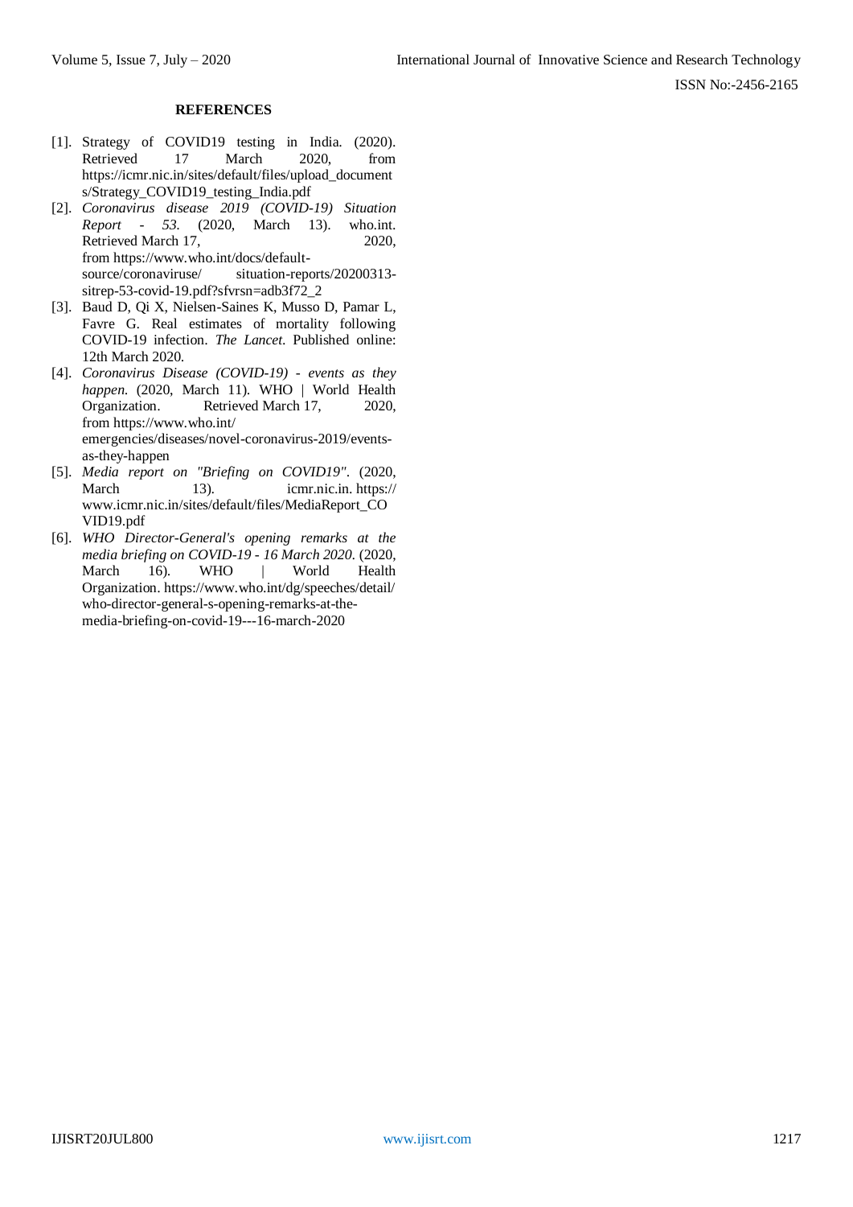**REFERENCES**

[1]. Strategy of COVID19 testing in India. (2020). Retrieved 17 March 2020, from https://icmr.nic.in/sites/default/files/upload_documents/Strategy_COVID19_testing_India.pdf

[2]. *Coronavirus disease 2019 (COVID-19) Situation Report - 53.* (2020, March 13). who.int. Retrieved March 17, 2020, from https://www.who.int/docs/default-source/coronaviruse/ situation-reports/20200313-sitrep-53-covid-19.pdf?sfvrsn=adb3f72_2

[3]. Baud D, Qi X, Nielsen-Saines K, Musso D, Pamar L, Favre G. Real estimates of mortality following COVID-19 infection. *The Lancet*. Published online: 12th March 2020.

[4]. *Coronavirus Disease (COVID-19) - events as they happen*. (2020, March 11). WHO | World Health Organization. Retrieved March 17, 2020, from https://www.who.int/ emergencies/diseases/novel-coronavirus-2019/events-as-they-happen

[5]. *Media report on "Briefing on COVID19"*. (2020, March 13). icmr.nic.in. https:// www.icmr.nic.in/sites/default/files/MediaReport_COVID19.pdf

[6]. *WHO Director-General's opening remarks at the media briefing on COVID-19 - 16 March 2020*. (2020, March 16). WHO | World Health Organization. https://www.who.int/dg/speeches/detail/ who-director-general-s-opening-remarks-at-the-media-briefing-on-covid-19---16-march-2020